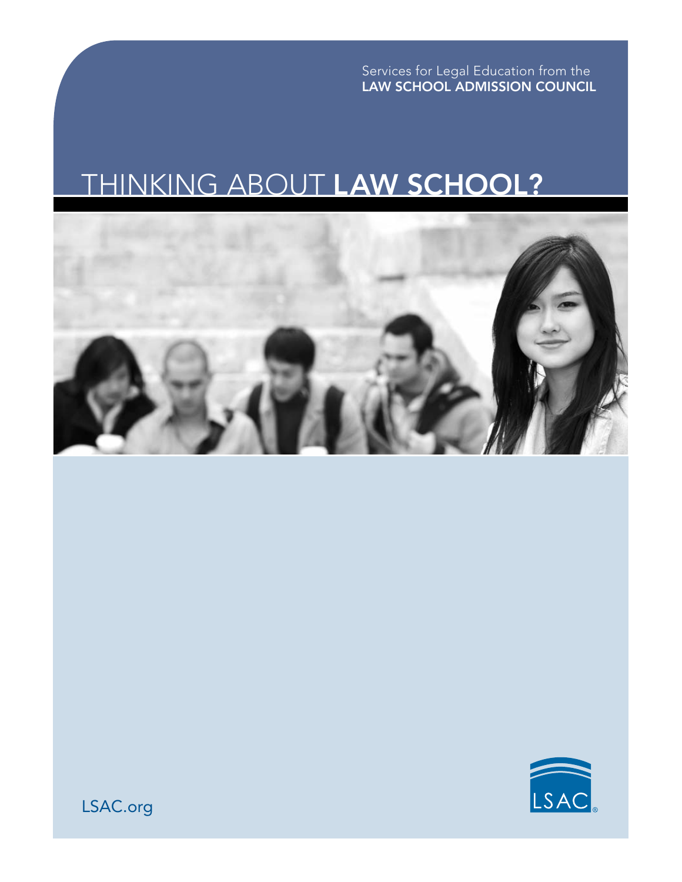Services for Legal Education from the
**LAW SCHOOL ADMISSION COUNCIL**

# THINKING ABOUT **LAW SCHOOL?**

LSAC.org

LSAC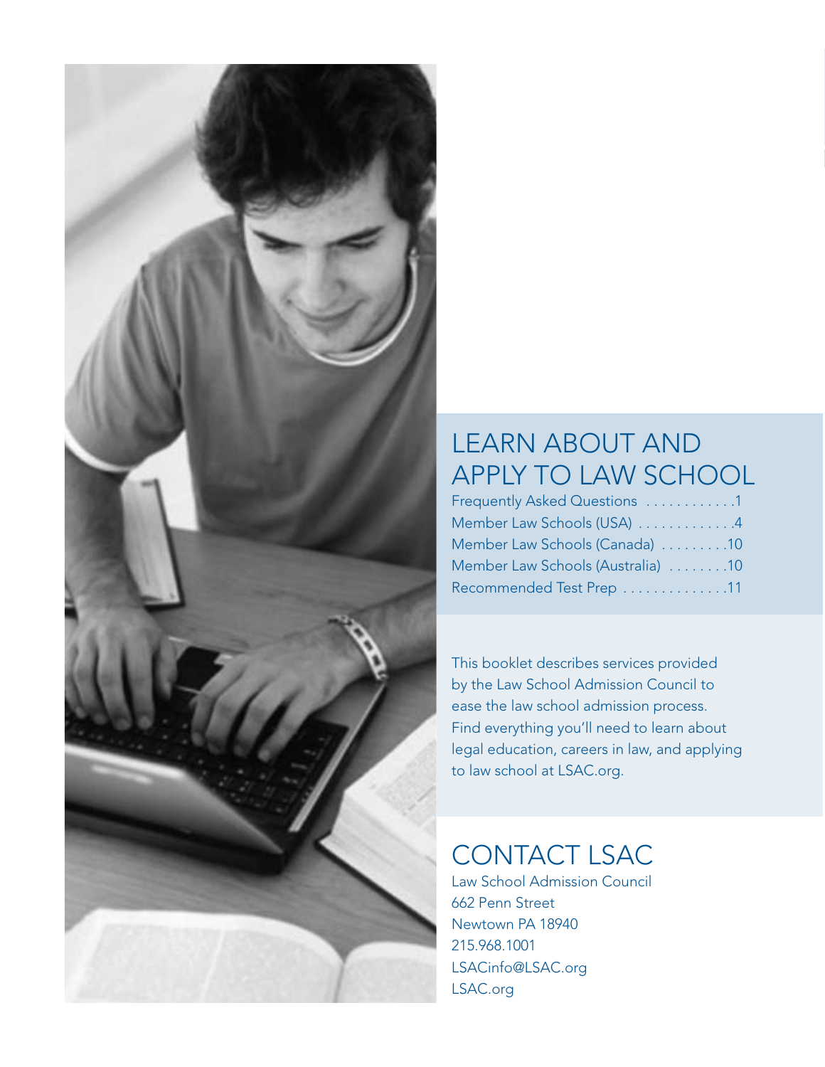# LEARN ABOUT AND APPLY TO LAW SCHOOL

Frequently Asked Questions . . . . . . . . . . . .1
Member Law Schools (USA) . . . . . . . . . . . . .4
Member Law Schools (Canada) . . . . . . . . .10
Member Law Schools (Australia) . . . . . . . .10
Recommended Test Prep . . . . . . . . . . . . . .11

This booklet describes services provided by the Law School Admission Council to ease the law school admission process. Find everything you'll need to learn about legal education, careers in law, and applying to law school at LSAC.org.

# CONTACT LSAC

Law School Admission Council
662 Penn Street
Newtown PA 18940
215.968.1001
LSACinfo@LSAC.org
LSAC.org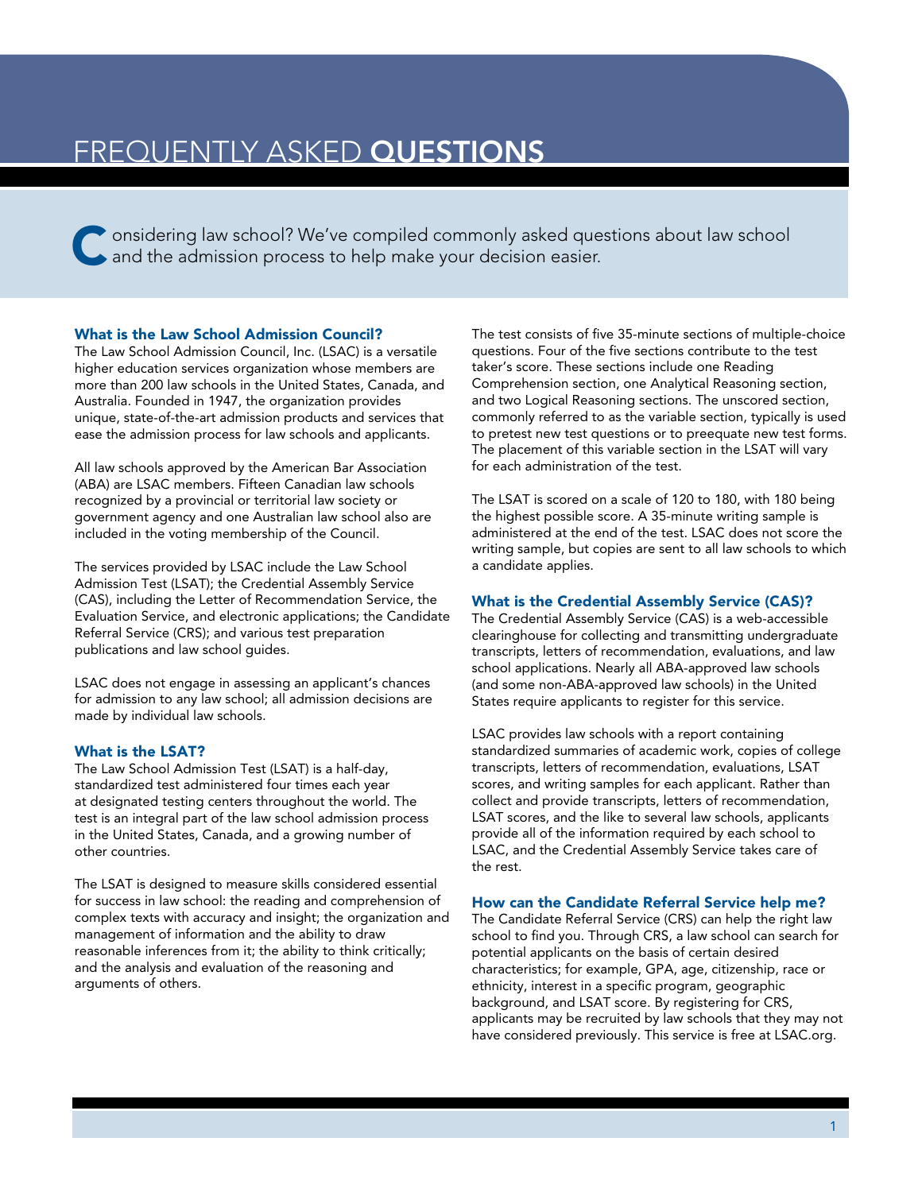# FREQUENTLY ASKED **QUESTIONS**

Considering law school? We've compiled commonly asked questions about law school and the admission process to help make your decision easier.

### What is the Law School Admission Council?

The Law School Admission Council, Inc. (LSAC) is a versatile higher education services organization whose members are more than 200 law schools in the United States, Canada, and Australia. Founded in 1947, the organization provides unique, state-of-the-art admission products and services that ease the admission process for law schools and applicants.

All law schools approved by the American Bar Association (ABA) are LSAC members. Fifteen Canadian law schools recognized by a provincial or territorial law society or government agency and one Australian law school also are included in the voting membership of the Council.

The services provided by LSAC include the Law School Admission Test (LSAT); the Credential Assembly Service (CAS), including the Letter of Recommendation Service, the Evaluation Service, and electronic applications; the Candidate Referral Service (CRS); and various test preparation publications and law school guides.

LSAC does not engage in assessing an applicant's chances for admission to any law school; all admission decisions are made by individual law schools.

### What is the LSAT?

The Law School Admission Test (LSAT) is a half-day, standardized test administered four times each year at designated testing centers throughout the world. The test is an integral part of the law school admission process in the United States, Canada, and a growing number of other countries.

The LSAT is designed to measure skills considered essential for success in law school: the reading and comprehension of complex texts with accuracy and insight; the organization and management of information and the ability to draw reasonable inferences from it; the ability to think critically; and the analysis and evaluation of the reasoning and arguments of others.

The test consists of five 35-minute sections of multiple-choice questions. Four of the five sections contribute to the test taker's score. These sections include one Reading Comprehension section, one Analytical Reasoning section, and two Logical Reasoning sections. The unscored section, commonly referred to as the variable section, typically is used to pretest new test questions or to preequate new test forms. The placement of this variable section in the LSAT will vary for each administration of the test.

The LSAT is scored on a scale of 120 to 180, with 180 being the highest possible score. A 35-minute writing sample is administered at the end of the test. LSAC does not score the writing sample, but copies are sent to all law schools to which a candidate applies.

### What is the Credential Assembly Service (CAS)?

The Credential Assembly Service (CAS) is a web-accessible clearinghouse for collecting and transmitting undergraduate transcripts, letters of recommendation, evaluations, and law school applications. Nearly all ABA-approved law schools (and some non-ABA-approved law schools) in the United States require applicants to register for this service.

LSAC provides law schools with a report containing standardized summaries of academic work, copies of college transcripts, letters of recommendation, evaluations, LSAT scores, and writing samples for each applicant. Rather than collect and provide transcripts, letters of recommendation, LSAT scores, and the like to several law schools, applicants provide all of the information required by each school to LSAC, and the Credential Assembly Service takes care of the rest.

### How can the Candidate Referral Service help me?

The Candidate Referral Service (CRS) can help the right law school to find you. Through CRS, a law school can search for potential applicants on the basis of certain desired characteristics; for example, GPA, age, citizenship, race or ethnicity, interest in a specific program, geographic background, and LSAT score. By registering for CRS, applicants may be recruited by law schools that they may not have considered previously. This service is free at LSAC.org.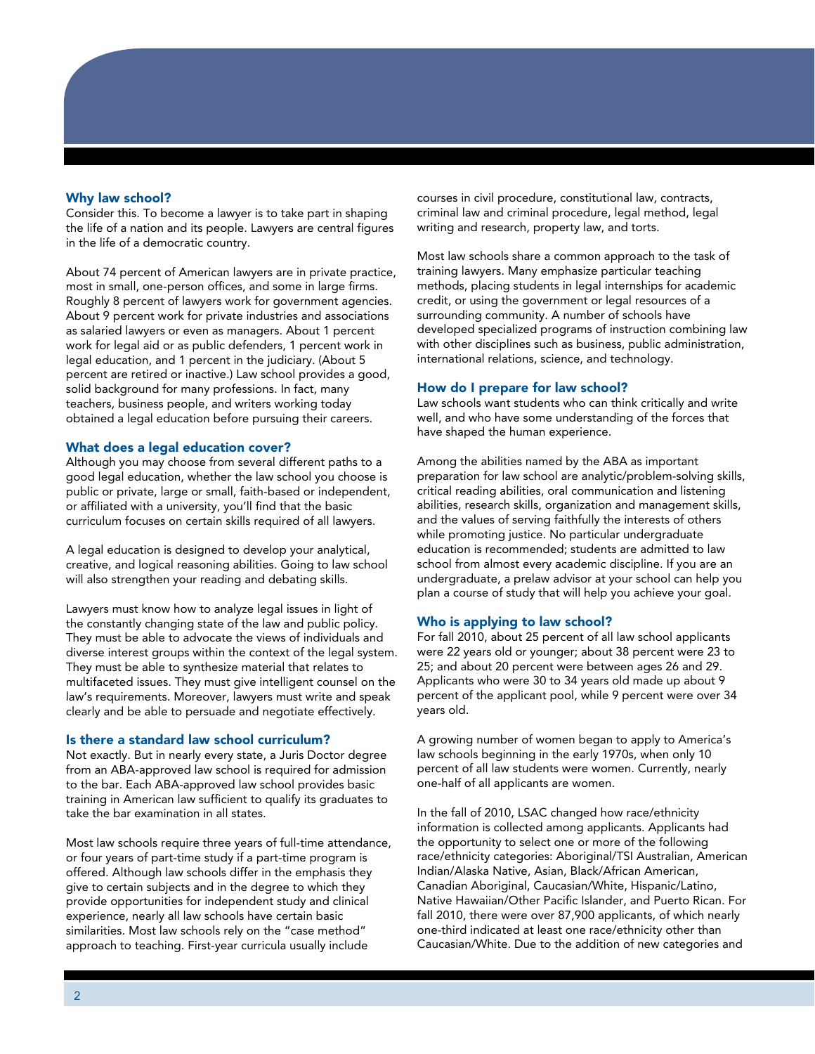### Why law school?

Consider this. To become a lawyer is to take part in shaping the life of a nation and its people. Lawyers are central figures in the life of a democratic country.

About 74 percent of American lawyers are in private practice, most in small, one-person offices, and some in large firms. Roughly 8 percent of lawyers work for government agencies. About 9 percent work for private industries and associations as salaried lawyers or even as managers. About 1 percent work for legal aid or as public defenders, 1 percent work in legal education, and 1 percent in the judiciary. (About 5 percent are retired or inactive.) Law school provides a good, solid background for many professions. In fact, many teachers, business people, and writers working today obtained a legal education before pursuing their careers.

### What does a legal education cover?

Although you may choose from several different paths to a good legal education, whether the law school you choose is public or private, large or small, faith-based or independent, or affiliated with a university, you'll find that the basic curriculum focuses on certain skills required of all lawyers.

A legal education is designed to develop your analytical, creative, and logical reasoning abilities. Going to law school will also strengthen your reading and debating skills.

Lawyers must know how to analyze legal issues in light of the constantly changing state of the law and public policy. They must be able to advocate the views of individuals and diverse interest groups within the context of the legal system. They must be able to synthesize material that relates to multifaceted issues. They must give intelligent counsel on the law's requirements. Moreover, lawyers must write and speak clearly and be able to persuade and negotiate effectively.

### Is there a standard law school curriculum?

Not exactly. But in nearly every state, a Juris Doctor degree from an ABA-approved law school is required for admission to the bar. Each ABA-approved law school provides basic training in American law sufficient to qualify its graduates to take the bar examination in all states.

Most law schools require three years of full-time attendance, or four years of part-time study if a part-time program is offered. Although law schools differ in the emphasis they give to certain subjects and in the degree to which they provide opportunities for independent study and clinical experience, nearly all law schools have certain basic similarities. Most law schools rely on the "case method" approach to teaching. First-year curricula usually include courses in civil procedure, constitutional law, contracts, criminal law and criminal procedure, legal method, legal writing and research, property law, and torts.

Most law schools share a common approach to the task of training lawyers. Many emphasize particular teaching methods, placing students in legal internships for academic credit, or using the government or legal resources of a surrounding community. A number of schools have developed specialized programs of instruction combining law with other disciplines such as business, public administration, international relations, science, and technology.

### How do I prepare for law school?

Law schools want students who can think critically and write well, and who have some understanding of the forces that have shaped the human experience.

Among the abilities named by the ABA as important preparation for law school are analytic/problem-solving skills, critical reading abilities, oral communication and listening abilities, research skills, organization and management skills, and the values of serving faithfully the interests of others while promoting justice. No particular undergraduate education is recommended; students are admitted to law school from almost every academic discipline. If you are an undergraduate, a prelaw advisor at your school can help you plan a course of study that will help you achieve your goal.

### Who is applying to law school?

For fall 2010, about 25 percent of all law school applicants were 22 years old or younger; about 38 percent were 23 to 25; and about 20 percent were between ages 26 and 29. Applicants who were 30 to 34 years old made up about 9 percent of the applicant pool, while 9 percent were over 34 years old.

A growing number of women began to apply to America's law schools beginning in the early 1970s, when only 10 percent of all law students were women. Currently, nearly one-half of all applicants are women.

In the fall of 2010, LSAC changed how race/ethnicity information is collected among applicants. Applicants had the opportunity to select one or more of the following race/ethnicity categories: Aboriginal/TSI Australian, American Indian/Alaska Native, Asian, Black/African American, Canadian Aboriginal, Caucasian/White, Hispanic/Latino, Native Hawaiian/Other Pacific Islander, and Puerto Rican. For fall 2010, there were over 87,900 applicants, of which nearly one-third indicated at least one race/ethnicity other than Caucasian/White. Due to the addition of new categories and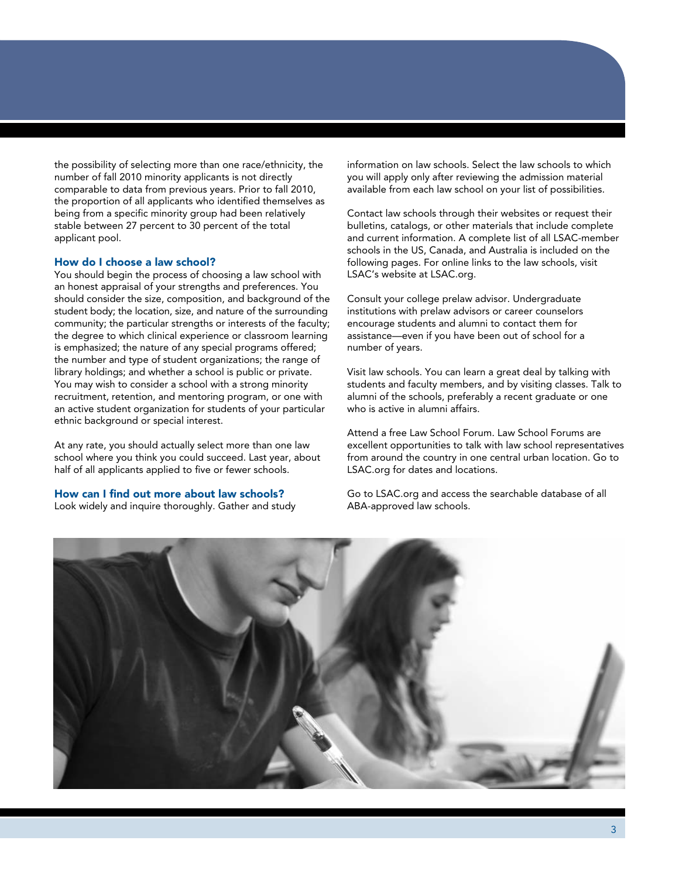the possibility of selecting more than one race/ethnicity, the number of fall 2010 minority applicants is not directly comparable to data from previous years. Prior to fall 2010, the proportion of all applicants who identified themselves as being from a specific minority group had been relatively stable between 27 percent to 30 percent of the total applicant pool.

### How do I choose a law school?

You should begin the process of choosing a law school with an honest appraisal of your strengths and preferences. You should consider the size, composition, and background of the student body; the location, size, and nature of the surrounding community; the particular strengths or interests of the faculty; the degree to which clinical experience or classroom learning is emphasized; the nature of any special programs offered; the number and type of student organizations; the range of library holdings; and whether a school is public or private. You may wish to consider a school with a strong minority recruitment, retention, and mentoring program, or one with an active student organization for students of your particular ethnic background or special interest.

At any rate, you should actually select more than one law school where you think you could succeed. Last year, about half of all applicants applied to five or fewer schools.

### How can I find out more about law schools?

Look widely and inquire thoroughly. Gather and study information on law schools. Select the law schools to which you will apply only after reviewing the admission material available from each law school on your list of possibilities.

Contact law schools through their websites or request their bulletins, catalogs, or other materials that include complete and current information. A complete list of all LSAC-member schools in the US, Canada, and Australia is included on the following pages. For online links to the law schools, visit LSAC's website at LSAC.org.

Consult your college prelaw advisor. Undergraduate institutions with prelaw advisors or career counselors encourage students and alumni to contact them for assistance—even if you have been out of school for a number of years.

Visit law schools. You can learn a great deal by talking with students and faculty members, and by visiting classes. Talk to alumni of the schools, preferably a recent graduate or one who is active in alumni affairs.

Attend a free Law School Forum. Law School Forums are excellent opportunities to talk with law school representatives from around the country in one central urban location. Go to LSAC.org for dates and locations.

Go to LSAC.org and access the searchable database of all ABA-approved law schools.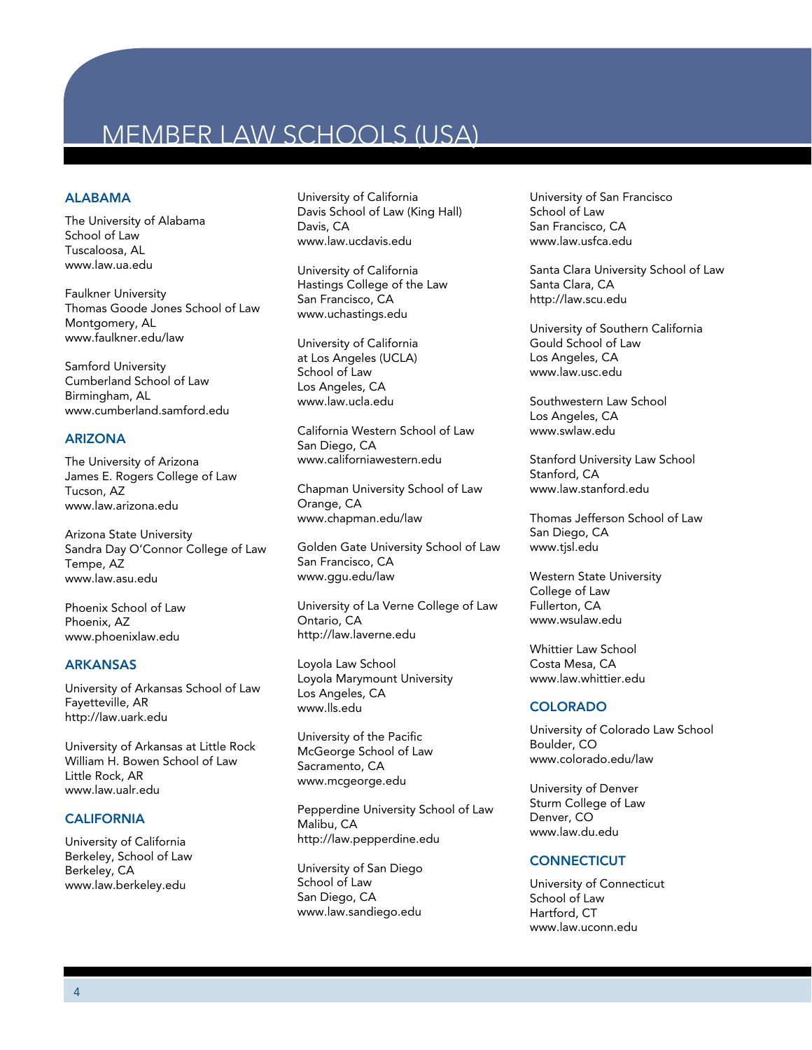# MEMBER LAW SCHOOLS (USA)

## ALABAMA

The University of Alabama
School of Law
Tuscaloosa, AL
www.law.ua.edu

Faulkner University
Thomas Goode Jones School of Law
Montgomery, AL
www.faulkner.edu/law

Samford University
Cumberland School of Law
Birmingham, AL
www.cumberland.samford.edu

## ARIZONA

The University of Arizona
James E. Rogers College of Law
Tucson, AZ
www.law.arizona.edu

Arizona State University
Sandra Day O'Connor College of Law
Tempe, AZ
www.law.asu.edu

Phoenix School of Law
Phoenix, AZ
www.phoenixlaw.edu

## ARKANSAS

University of Arkansas School of Law
Fayetteville, AR
http://law.uark.edu

University of Arkansas at Little Rock
William H. Bowen School of Law
Little Rock, AR
www.law.ualr.edu

## CALIFORNIA

University of California
Berkeley, School of Law
Berkeley, CA
www.law.berkeley.edu

University of California
Davis School of Law (King Hall)
Davis, CA
www.law.ucdavis.edu

University of California
Hastings College of the Law
San Francisco, CA
www.uchastings.edu

University of California
at Los Angeles (UCLA)
School of Law
Los Angeles, CA
www.law.ucla.edu

California Western School of Law
San Diego, CA
www.californiawestern.edu

Chapman University School of Law
Orange, CA
www.chapman.edu/law

Golden Gate University School of Law
San Francisco, CA
www.ggu.edu/law

University of La Verne College of Law
Ontario, CA
http://law.laverne.edu

Loyola Law School
Loyola Marymount University
Los Angeles, CA
www.lls.edu

University of the Pacific
McGeorge School of Law
Sacramento, CA
www.mcgeorge.edu

Pepperdine University School of Law
Malibu, CA
http://law.pepperdine.edu

University of San Diego
School of Law
San Diego, CA
www.law.sandiego.edu

University of San Francisco
School of Law
San Francisco, CA
www.law.usfca.edu

Santa Clara University School of Law
Santa Clara, CA
http://law.scu.edu

University of Southern California
Gould School of Law
Los Angeles, CA
www.law.usc.edu

Southwestern Law School
Los Angeles, CA
www.swlaw.edu

Stanford University Law School
Stanford, CA
www.law.stanford.edu

Thomas Jefferson School of Law
San Diego, CA
www.tjsl.edu

Western State University
College of Law
Fullerton, CA
www.wsulaw.edu

Whittier Law School
Costa Mesa, CA
www.law.whittier.edu

## COLORADO

University of Colorado Law School
Boulder, CO
www.colorado.edu/law

University of Denver
Sturm College of Law
Denver, CO
www.law.du.edu

## CONNECTICUT

University of Connecticut
School of Law
Hartford, CT
www.law.uconn.edu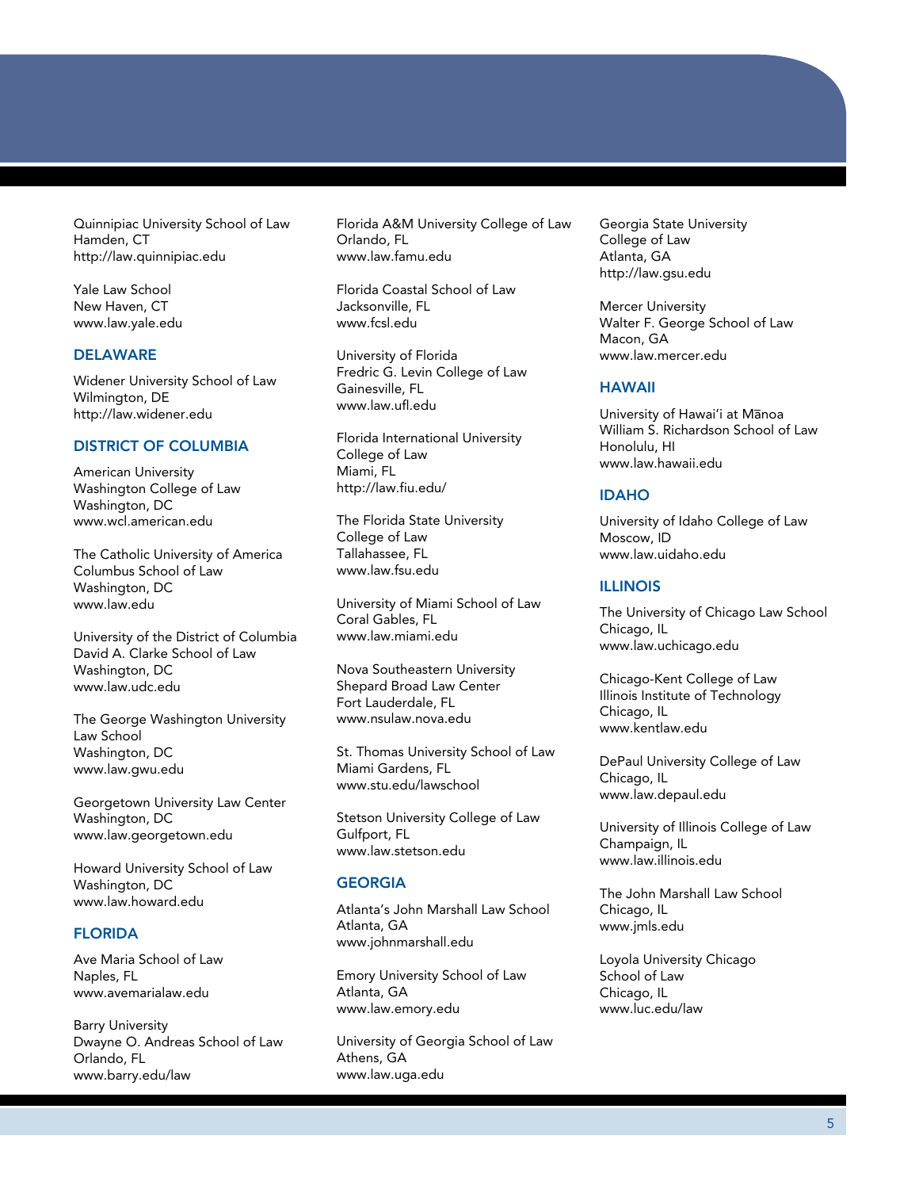Quinnipiac University School of Law
Hamden, CT
http://law.quinnipiac.edu

Yale Law School
New Haven, CT
www.law.yale.edu

## DELAWARE

Widener University School of Law
Wilmington, DE
http://law.widener.edu

## DISTRICT OF COLUMBIA

American University
Washington College of Law
Washington, DC
www.wcl.american.edu

The Catholic University of America
Columbus School of Law
Washington, DC
www.law.edu

University of the District of Columbia
David A. Clarke School of Law
Washington, DC
www.law.udc.edu

The George Washington University
Law School
Washington, DC
www.law.gwu.edu

Georgetown University Law Center
Washington, DC
www.law.georgetown.edu

Howard University School of Law
Washington, DC
www.law.howard.edu

## FLORIDA

Ave Maria School of Law
Naples, FL
www.avemarialaw.edu

Barry University
Dwayne O. Andreas School of Law
Orlando, FL
www.barry.edu/law

Florida A&M University College of Law
Orlando, FL
www.law.famu.edu

Florida Coastal School of Law
Jacksonville, FL
www.fcsl.edu

University of Florida
Fredric G. Levin College of Law
Gainesville, FL
www.law.ufl.edu

Florida International University
College of Law
Miami, FL
http://law.fiu.edu/

The Florida State University
College of Law
Tallahassee, FL
www.law.fsu.edu

University of Miami School of Law
Coral Gables, FL
www.law.miami.edu

Nova Southeastern University
Shepard Broad Law Center
Fort Lauderdale, FL
www.nsulaw.nova.edu

St. Thomas University School of Law
Miami Gardens, FL
www.stu.edu/lawschool

Stetson University College of Law
Gulfport, FL
www.law.stetson.edu

## GEORGIA

Atlanta's John Marshall Law School
Atlanta, GA
www.johnmarshall.edu

Emory University School of Law
Atlanta, GA
www.law.emory.edu

University of Georgia School of Law
Athens, GA
www.law.uga.edu

Georgia State University
College of Law
Atlanta, GA
http://law.gsu.edu

Mercer University
Walter F. George School of Law
Macon, GA
www.law.mercer.edu

## HAWAII

University of Hawai'i at Mānoa
William S. Richardson School of Law
Honolulu, HI
www.law.hawaii.edu

## IDAHO

University of Idaho College of Law
Moscow, ID
www.law.uidaho.edu

## ILLINOIS

The University of Chicago Law School
Chicago, IL
www.law.uchicago.edu

Chicago-Kent College of Law
Illinois Institute of Technology
Chicago, IL
www.kentlaw.edu

DePaul University College of Law
Chicago, IL
www.law.depaul.edu

University of Illinois College of Law
Champaign, IL
www.law.illinois.edu

The John Marshall Law School
Chicago, IL
www.jmls.edu

Loyola University Chicago
School of Law
Chicago, IL
www.luc.edu/law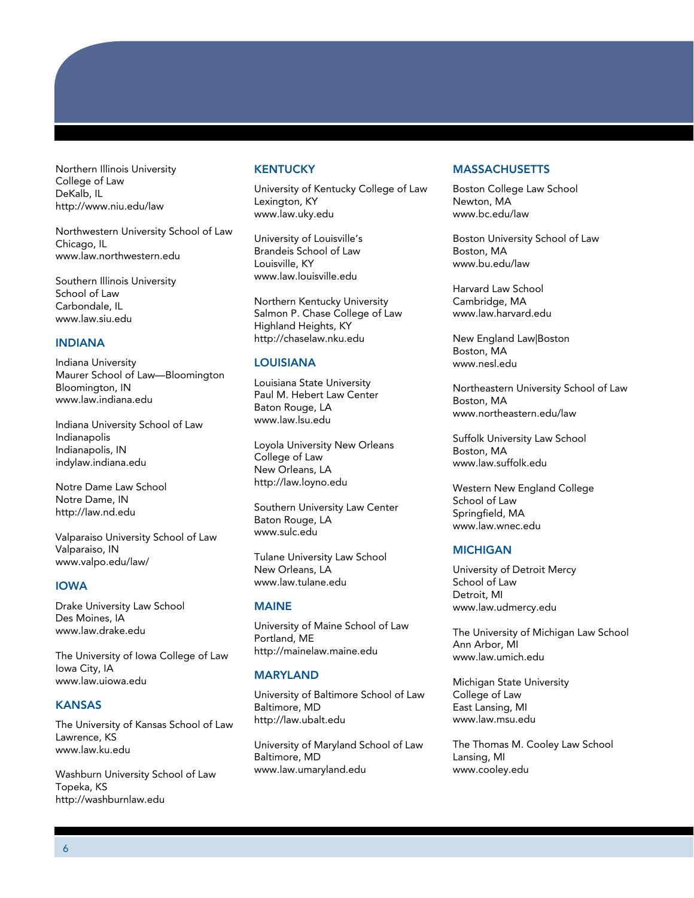Northern Illinois University
College of Law
DeKalb, IL
http://www.niu.edu/law

Northwestern University School of Law
Chicago, IL
www.law.northwestern.edu

Southern Illinois University
School of Law
Carbondale, IL
www.law.siu.edu

## INDIANA

Indiana University
Maurer School of Law—Bloomington
Bloomington, IN
www.law.indiana.edu

Indiana University School of Law
Indianapolis
Indianapolis, IN
indylaw.indiana.edu

Notre Dame Law School
Notre Dame, IN
http://law.nd.edu

Valparaiso University School of Law
Valparaiso, IN
www.valpo.edu/law/

## IOWA

Drake University Law School
Des Moines, IA
www.law.drake.edu

The University of Iowa College of Law
Iowa City, IA
www.law.uiowa.edu

## KANSAS

The University of Kansas School of Law
Lawrence, KS
www.law.ku.edu

Washburn University School of Law
Topeka, KS
http://washburnlaw.edu

## KENTUCKY

University of Kentucky College of Law
Lexington, KY
www.law.uky.edu

University of Louisville's
Brandeis School of Law
Louisville, KY
www.law.louisville.edu

Northern Kentucky University
Salmon P. Chase College of Law
Highland Heights, KY
http://chaselaw.nku.edu

## LOUISIANA

Louisiana State University
Paul M. Hebert Law Center
Baton Rouge, LA
www.law.lsu.edu

Loyola University New Orleans
College of Law
New Orleans, LA
http://law.loyno.edu

Southern University Law Center
Baton Rouge, LA
www.sulc.edu

Tulane University Law School
New Orleans, LA
www.law.tulane.edu

## MAINE

University of Maine School of Law
Portland, ME
http://mainelaw.maine.edu

## MARYLAND

University of Baltimore School of Law
Baltimore, MD
http://law.ubalt.edu

University of Maryland School of Law
Baltimore, MD
www.law.umaryland.edu

## MASSACHUSETTS

Boston College Law School
Newton, MA
www.bc.edu/law

Boston University School of Law
Boston, MA
www.bu.edu/law

Harvard Law School
Cambridge, MA
www.law.harvard.edu

New England Law|Boston
Boston, MA
www.nesl.edu

Northeastern University School of Law
Boston, MA
www.northeastern.edu/law

Suffolk University Law School
Boston, MA
www.law.suffolk.edu

Western New England College
School of Law
Springfield, MA
www.law.wnec.edu

## MICHIGAN

University of Detroit Mercy
School of Law
Detroit, MI
www.law.udmercy.edu

The University of Michigan Law School
Ann Arbor, MI
www.law.umich.edu

Michigan State University
College of Law
East Lansing, MI
www.law.msu.edu

The Thomas M. Cooley Law School
Lansing, MI
www.cooley.edu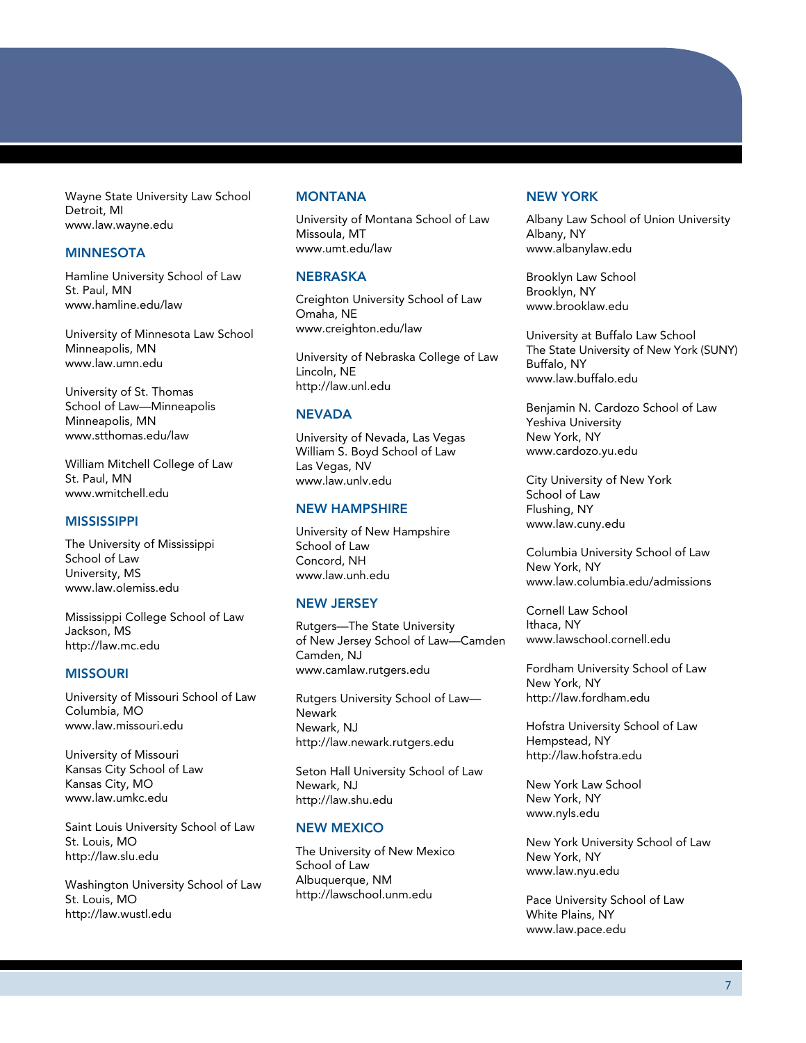Wayne State University Law School
Detroit, MI
www.law.wayne.edu

## MINNESOTA

Hamline University School of Law
St. Paul, MN
www.hamline.edu/law

University of Minnesota Law School
Minneapolis, MN
www.law.umn.edu

University of St. Thomas
School of Law—Minneapolis
Minneapolis, MN
www.stthomas.edu/law

William Mitchell College of Law
St. Paul, MN
www.wmitchell.edu

## MISSISSIPPI

The University of Mississippi
School of Law
University, MS
www.law.olemiss.edu

Mississippi College School of Law
Jackson, MS
http://law.mc.edu

## MISSOURI

University of Missouri School of Law
Columbia, MO
www.law.missouri.edu

University of Missouri
Kansas City School of Law
Kansas City, MO
www.law.umkc.edu

Saint Louis University School of Law
St. Louis, MO
http://law.slu.edu

Washington University School of Law
St. Louis, MO
http://law.wustl.edu

## MONTANA

University of Montana School of Law
Missoula, MT
www.umt.edu/law

## NEBRASKA

Creighton University School of Law
Omaha, NE
www.creighton.edu/law

University of Nebraska College of Law
Lincoln, NE
http://law.unl.edu

## NEVADA

University of Nevada, Las Vegas
William S. Boyd School of Law
Las Vegas, NV
www.law.unlv.edu

## NEW HAMPSHIRE

University of New Hampshire
School of Law
Concord, NH
www.law.unh.edu

## NEW JERSEY

Rutgers—The State University
of New Jersey School of Law—Camden
Camden, NJ
www.camlaw.rutgers.edu

Rutgers University School of Law—
Newark
Newark, NJ
http://law.newark.rutgers.edu

Seton Hall University School of Law
Newark, NJ
http://law.shu.edu

## NEW MEXICO

The University of New Mexico
School of Law
Albuquerque, NM
http://lawschool.unm.edu

## NEW YORK

Albany Law School of Union University
Albany, NY
www.albanylaw.edu

Brooklyn Law School
Brooklyn, NY
www.brooklaw.edu

University at Buffalo Law School
The State University of New York (SUNY)
Buffalo, NY
www.law.buffalo.edu

Benjamin N. Cardozo School of Law
Yeshiva University
New York, NY
www.cardozo.yu.edu

City University of New York
School of Law
Flushing, NY
www.law.cuny.edu

Columbia University School of Law
New York, NY
www.law.columbia.edu/admissions

Cornell Law School
Ithaca, NY
www.lawschool.cornell.edu

Fordham University School of Law
New York, NY
http://law.fordham.edu

Hofstra University School of Law
Hempstead, NY
http://law.hofstra.edu

New York Law School
New York, NY
www.nyls.edu

New York University School of Law
New York, NY
www.law.nyu.edu

Pace University School of Law
White Plains, NY
www.law.pace.edu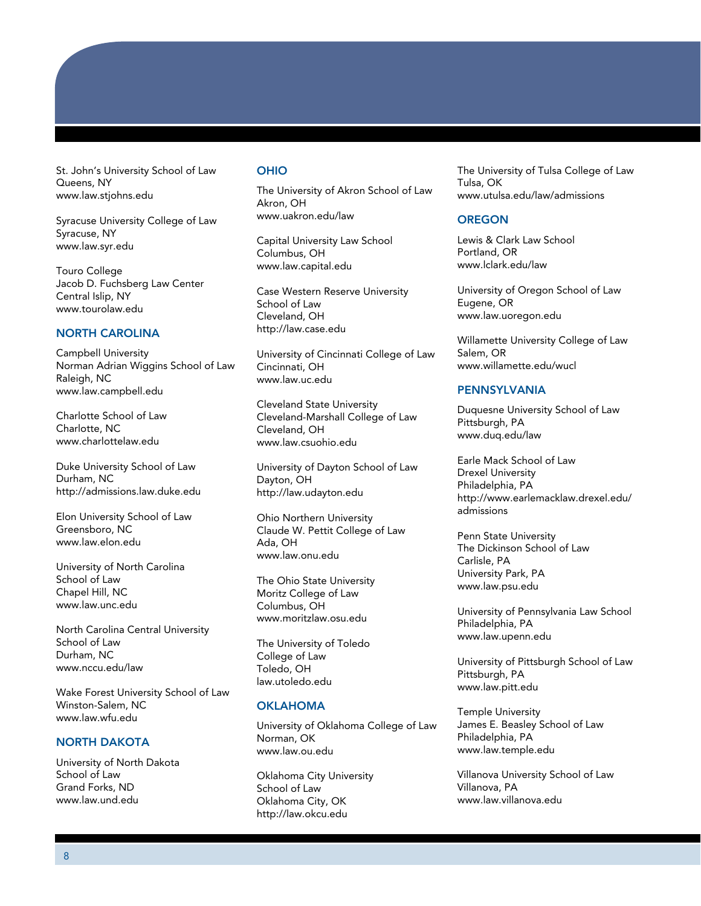St. John's University School of Law
Queens, NY
www.law.stjohns.edu

Syracuse University College of Law
Syracuse, NY
www.law.syr.edu

Touro College
Jacob D. Fuchsberg Law Center
Central Islip, NY
www.tourolaw.edu

## NORTH CAROLINA

Campbell University
Norman Adrian Wiggins School of Law
Raleigh, NC
www.law.campbell.edu

Charlotte School of Law
Charlotte, NC
www.charlottelaw.edu

Duke University School of Law
Durham, NC
http://admissions.law.duke.edu

Elon University School of Law
Greensboro, NC
www.law.elon.edu

University of North Carolina
School of Law
Chapel Hill, NC
www.law.unc.edu

North Carolina Central University
School of Law
Durham, NC
www.nccu.edu/law

Wake Forest University School of Law
Winston-Salem, NC
www.law.wfu.edu

## NORTH DAKOTA

University of North Dakota
School of Law
Grand Forks, ND
www.law.und.edu

## OHIO

The University of Akron School of Law
Akron, OH
www.uakron.edu/law

Capital University Law School
Columbus, OH
www.law.capital.edu

Case Western Reserve University
School of Law
Cleveland, OH
http://law.case.edu

University of Cincinnati College of Law
Cincinnati, OH
www.law.uc.edu

Cleveland State University
Cleveland-Marshall College of Law
Cleveland, OH
www.law.csuohio.edu

University of Dayton School of Law
Dayton, OH
http://law.udayton.edu

Ohio Northern University
Claude W. Pettit College of Law
Ada, OH
www.law.onu.edu

The Ohio State University
Moritz College of Law
Columbus, OH
www.moritzlaw.osu.edu

The University of Toledo
College of Law
Toledo, OH
law.utoledo.edu

## OKLAHOMA

University of Oklahoma College of Law
Norman, OK
www.law.ou.edu

Oklahoma City University
School of Law
Oklahoma City, OK
http://law.okcu.edu

The University of Tulsa College of Law
Tulsa, OK
www.utulsa.edu/law/admissions

## OREGON

Lewis & Clark Law School
Portland, OR
www.lclark.edu/law

University of Oregon School of Law
Eugene, OR
www.law.uoregon.edu

Willamette University College of Law
Salem, OR
www.willamette.edu/wucl

## PENNSYLVANIA

Duquesne University School of Law
Pittsburgh, PA
www.duq.edu/law

Earle Mack School of Law
Drexel University
Philadelphia, PA
http://www.earlemacklaw.drexel.edu/admissions

Penn State University
The Dickinson School of Law
Carlisle, PA
University Park, PA
www.law.psu.edu

University of Pennsylvania Law School
Philadelphia, PA
www.law.upenn.edu

University of Pittsburgh School of Law
Pittsburgh, PA
www.law.pitt.edu

Temple University
James E. Beasley School of Law
Philadelphia, PA
www.law.temple.edu

Villanova University School of Law
Villanova, PA
www.law.villanova.edu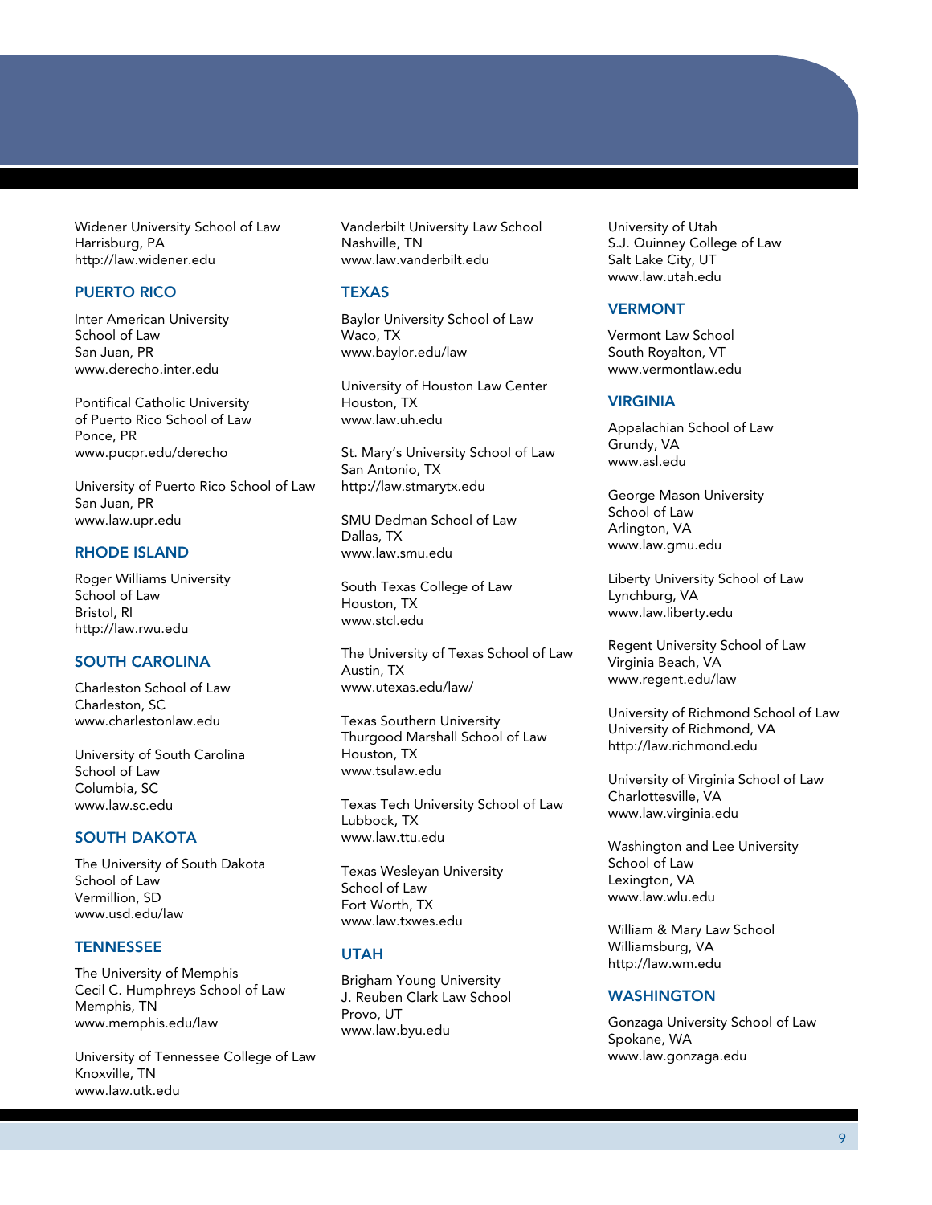Widener University School of Law
Harrisburg, PA
http://law.widener.edu

## PUERTO RICO

Inter American University
School of Law
San Juan, PR
www.derecho.inter.edu

Pontifical Catholic University
of Puerto Rico School of Law
Ponce, PR
www.pucpr.edu/derecho

University of Puerto Rico School of Law
San Juan, PR
www.law.upr.edu

## RHODE ISLAND

Roger Williams University
School of Law
Bristol, RI
http://law.rwu.edu

## SOUTH CAROLINA

Charleston School of Law
Charleston, SC
www.charlestonlaw.edu

University of South Carolina
School of Law
Columbia, SC
www.law.sc.edu

## SOUTH DAKOTA

The University of South Dakota
School of Law
Vermillion, SD
www.usd.edu/law

## TENNESSEE

The University of Memphis
Cecil C. Humphreys School of Law
Memphis, TN
www.memphis.edu/law

University of Tennessee College of Law
Knoxville, TN
www.law.utk.edu

Vanderbilt University Law School
Nashville, TN
www.law.vanderbilt.edu

## TEXAS

Baylor University School of Law
Waco, TX
www.baylor.edu/law

University of Houston Law Center
Houston, TX
www.law.uh.edu

St. Mary's University School of Law
San Antonio, TX
http://law.stmarytx.edu

SMU Dedman School of Law
Dallas, TX
www.law.smu.edu

South Texas College of Law
Houston, TX
www.stcl.edu

The University of Texas School of Law
Austin, TX
www.utexas.edu/law/

Texas Southern University
Thurgood Marshall School of Law
Houston, TX
www.tsulaw.edu

Texas Tech University School of Law
Lubbock, TX
www.law.ttu.edu

Texas Wesleyan University
School of Law
Fort Worth, TX
www.law.txwes.edu

## UTAH

Brigham Young University
J. Reuben Clark Law School
Provo, UT
www.law.byu.edu

University of Utah
S.J. Quinney College of Law
Salt Lake City, UT
www.law.utah.edu

## VERMONT

Vermont Law School
South Royalton, VT
www.vermontlaw.edu

## VIRGINIA

Appalachian School of Law
Grundy, VA
www.asl.edu

George Mason University
School of Law
Arlington, VA
www.law.gmu.edu

Liberty University School of Law
Lynchburg, VA
www.law.liberty.edu

Regent University School of Law
Virginia Beach, VA
www.regent.edu/law

University of Richmond School of Law
University of Richmond, VA
http://law.richmond.edu

University of Virginia School of Law
Charlottesville, VA
www.law.virginia.edu

Washington and Lee University
School of Law
Lexington, VA
www.law.wlu.edu

William & Mary Law School
Williamsburg, VA
http://law.wm.edu

## WASHINGTON

Gonzaga University School of Law
Spokane, WA
www.law.gonzaga.edu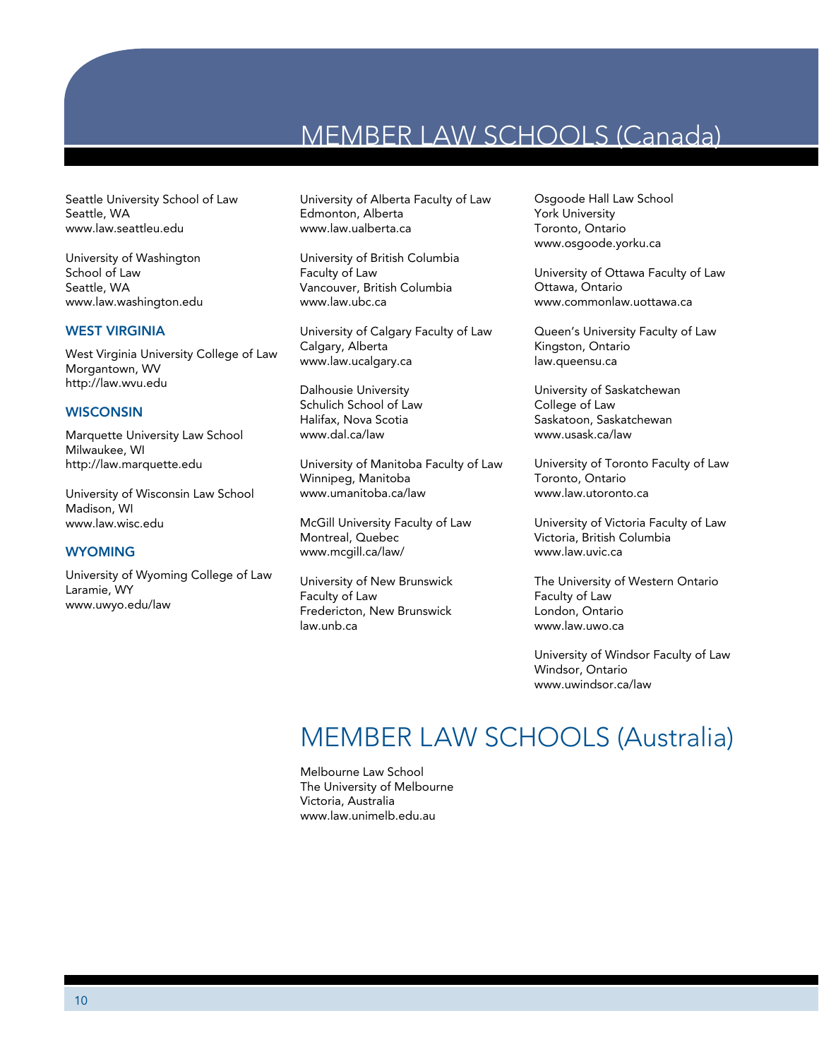Seattle University School of Law
Seattle, WA
www.law.seattleu.edu

University of Washington
School of Law
Seattle, WA
www.law.washington.edu

### WEST VIRGINIA

West Virginia University College of Law
Morgantown, WV
http://law.wvu.edu

### WISCONSIN

Marquette University Law School
Milwaukee, WI
http://law.marquette.edu

University of Wisconsin Law School
Madison, WI
www.law.wisc.edu

### WYOMING

University of Wyoming College of Law
Laramie, WY
www.uwyo.edu/law

## MEMBER LAW SCHOOLS (Canada)

University of Alberta Faculty of Law
Edmonton, Alberta
www.law.ualberta.ca

University of British Columbia
Faculty of Law
Vancouver, British Columbia
www.law.ubc.ca

University of Calgary Faculty of Law
Calgary, Alberta
www.law.ucalgary.ca

Dalhousie University
Schulich School of Law
Halifax, Nova Scotia
www.dal.ca/law

University of Manitoba Faculty of Law
Winnipeg, Manitoba
www.umanitoba.ca/law

McGill University Faculty of Law
Montreal, Quebec
www.mcgill.ca/law/

University of New Brunswick
Faculty of Law
Fredericton, New Brunswick
law.unb.ca

Osgoode Hall Law School
York University
Toronto, Ontario
www.osgoode.yorku.ca

University of Ottawa Faculty of Law
Ottawa, Ontario
www.commonlaw.uottawa.ca

Queen's University Faculty of Law
Kingston, Ontario
law.queensu.ca

University of Saskatchewan
College of Law
Saskatoon, Saskatchewan
www.usask.ca/law

University of Toronto Faculty of Law
Toronto, Ontario
www.law.utoronto.ca

University of Victoria Faculty of Law
Victoria, British Columbia
www.law.uvic.ca

The University of Western Ontario
Faculty of Law
London, Ontario
www.law.uwo.ca

University of Windsor Faculty of Law
Windsor, Ontario
www.uwindsor.ca/law

## MEMBER LAW SCHOOLS (Australia)

Melbourne Law School
The University of Melbourne
Victoria, Australia
www.law.unimelb.edu.au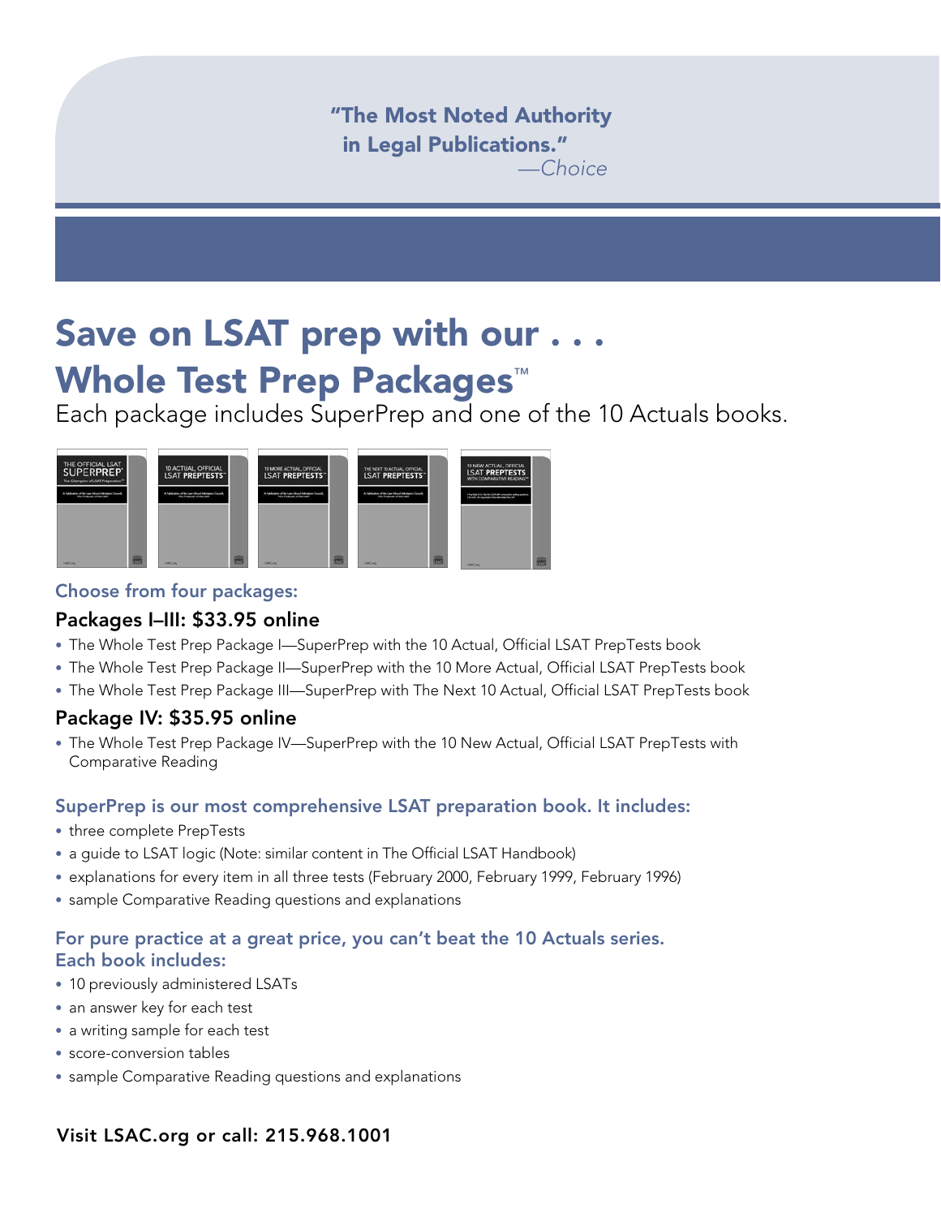"The Most Noted Authority in Legal Publications."

—*Choice*

# Save on LSAT prep with our . . . Whole Test Prep Packages™

Each package includes SuperPrep and one of the 10 Actuals books.

### Choose from four packages:

**Packages I–III: $33.95 online**

- The Whole Test Prep Package I—SuperPrep with the 10 Actual, Official LSAT PrepTests book
- The Whole Test Prep Package II—SuperPrep with the 10 More Actual, Official LSAT PrepTests book
- The Whole Test Prep Package III—SuperPrep with The Next 10 Actual, Official LSAT PrepTests book

**Package IV: $35.95 online**

- The Whole Test Prep Package IV—SuperPrep with the 10 New Actual, Official LSAT PrepTests with Comparative Reading

### SuperPrep is our most comprehensive LSAT preparation book. It includes:

- three complete PrepTests
- a guide to LSAT logic (Note: similar content in The Official LSAT Handbook)
- explanations for every item in all three tests (February 2000, February 1999, February 1996)
- sample Comparative Reading questions and explanations

### For pure practice at a great price, you can't beat the 10 Actuals series. Each book includes:

- 10 previously administered LSATs
- an answer key for each test
- a writing sample for each test
- score-conversion tables
- sample Comparative Reading questions and explanations

**Visit LSAC.org or call: 215.968.1001**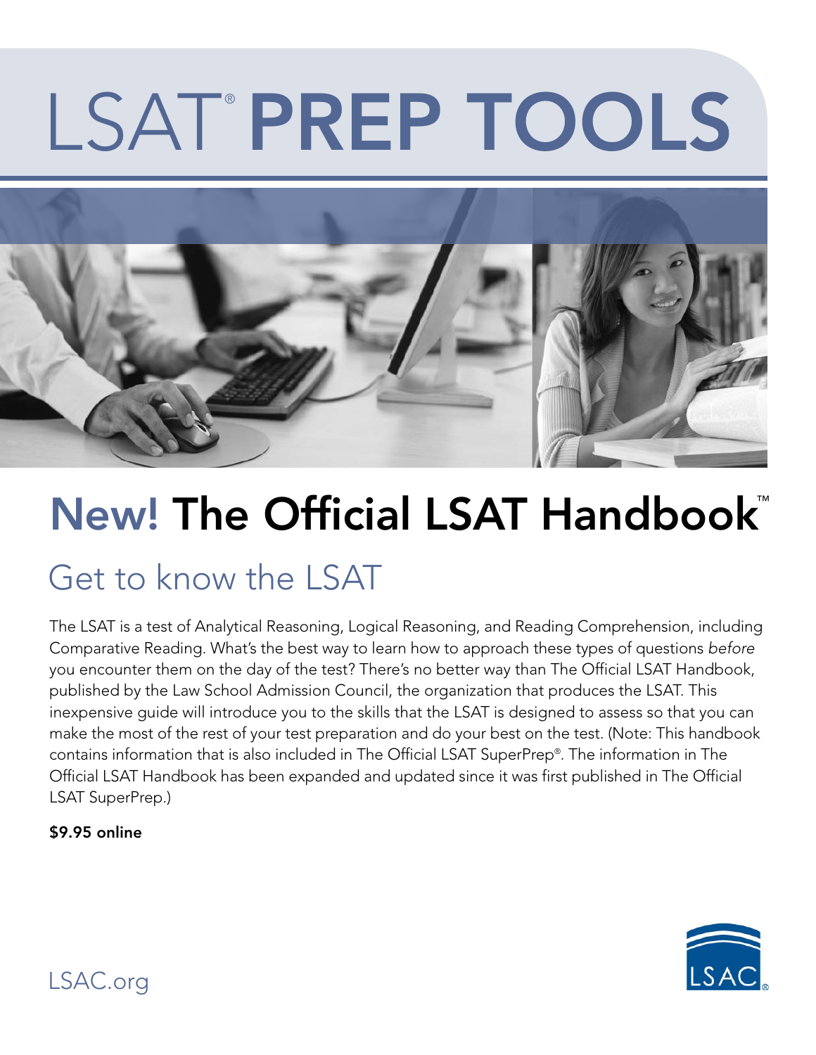# LSAT® PREP TOOLS

## New! The Official LSAT Handbook™

### Get to know the LSAT

The LSAT is a test of Analytical Reasoning, Logical Reasoning, and Reading Comprehension, including Comparative Reading. What's the best way to learn how to approach these types of questions *before* you encounter them on the day of the test? There's no better way than The Official LSAT Handbook, published by the Law School Admission Council, the organization that produces the LSAT. This inexpensive guide will introduce you to the skills that the LSAT is designed to assess so that you can make the most of the rest of your test preparation and do your best on the test. (Note: This handbook contains information that is also included in The Official LSAT SuperPrep®. The information in The Official LSAT Handbook has been expanded and updated since it was first published in The Official LSAT SuperPrep.)

**$9.95 online**

LSAC.org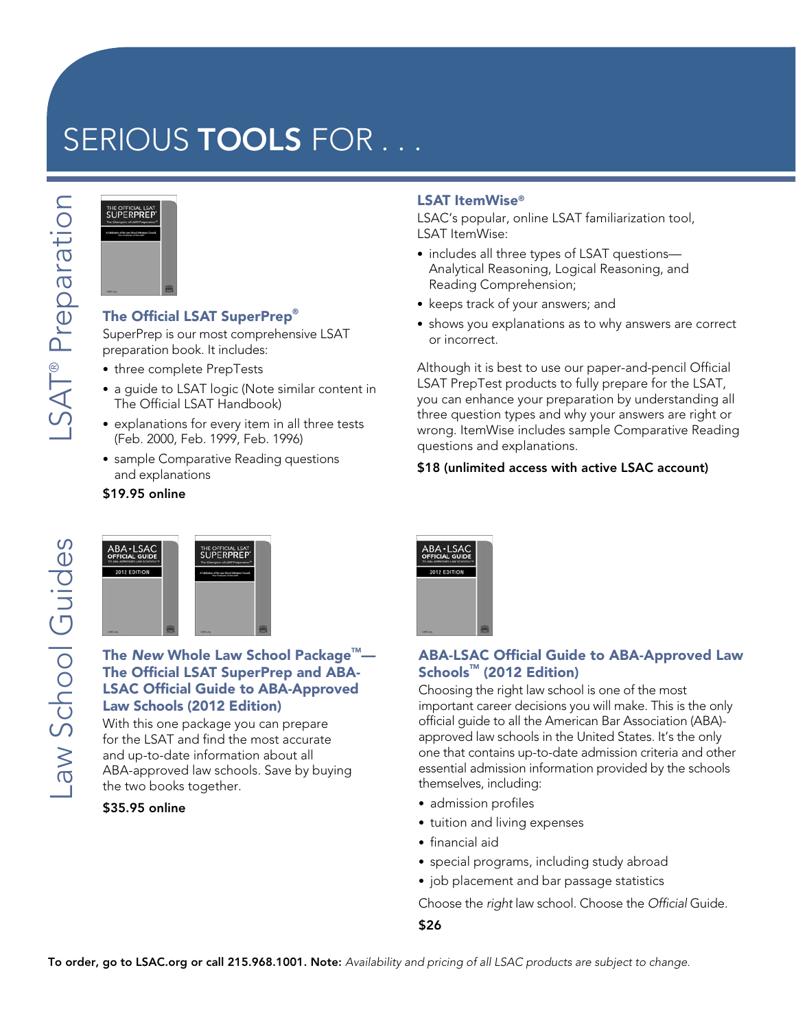# SERIOUS **TOOLS** FOR . . .

## LSAT® Preparation

### The Official LSAT SuperPrep®

SuperPrep is our most comprehensive LSAT preparation book. It includes:

- three complete PrepTests
- a guide to LSAT logic (Note similar content in The Official LSAT Handbook)
- explanations for every item in all three tests (Feb. 2000, Feb. 1999, Feb. 1996)
- sample Comparative Reading questions and explanations

**$19.95 online**

### LSAT ItemWise®

LSAC's popular, online LSAT familiarization tool, LSAT ItemWise:

- includes all three types of LSAT questions—Analytical Reasoning, Logical Reasoning, and Reading Comprehension;
- keeps track of your answers; and
- shows you explanations as to why answers are correct or incorrect.

Although it is best to use our paper-and-pencil Official LSAT PrepTest products to fully prepare for the LSAT, you can enhance your preparation by understanding all three question types and why your answers are right or wrong. ItemWise includes sample Comparative Reading questions and explanations.

**$18 (unlimited access with active LSAC account)**

## Law School Guides

### The *New* Whole Law School Package™—The Official LSAT SuperPrep and ABA-LSAC Official Guide to ABA-Approved Law Schools (2012 Edition)

With this one package you can prepare for the LSAT and find the most accurate and up-to-date information about all ABA-approved law schools. Save by buying the two books together.

**$35.95 online**

### ABA-LSAC Official Guide to ABA-Approved Law Schools™ (2012 Edition)

Choosing the right law school is one of the most important career decisions you will make. This is the only official guide to all the American Bar Association (ABA)-approved law schools in the United States. It's the only one that contains up-to-date admission criteria and other essential admission information provided by the schools themselves, including:

- admission profiles
- tuition and living expenses
- financial aid
- special programs, including study abroad
- job placement and bar passage statistics

Choose the *right* law school. Choose the *Official* Guide.

**$26**

**To order, go to LSAC.org or call 215.968.1001. Note:** *Availability and pricing of all LSAC products are subject to change.*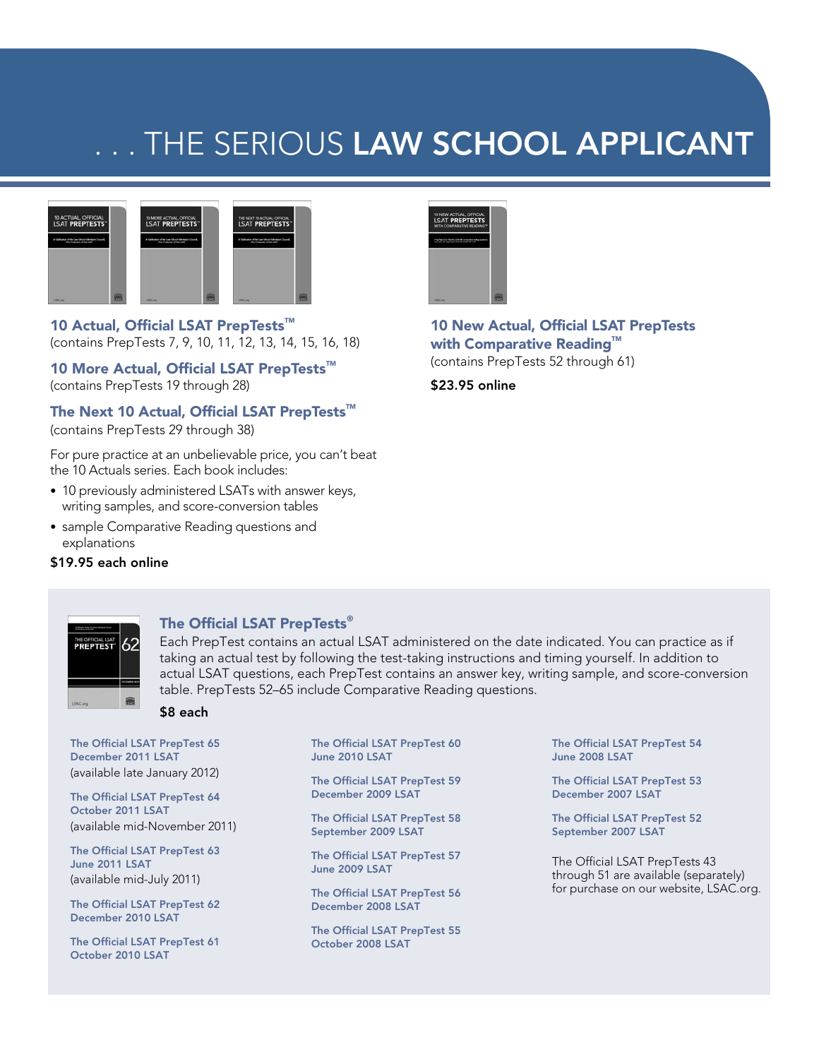# . . . THE SERIOUS **LAW SCHOOL APPLICANT**

### 10 Actual, Official LSAT PrepTests™

(contains PrepTests 7, 9, 10, 11, 12, 13, 14, 15, 16, 18)

### 10 More Actual, Official LSAT PrepTests™

(contains PrepTests 19 through 28)

### The Next 10 Actual, Official LSAT PrepTests™

(contains PrepTests 29 through 38)

For pure practice at an unbelievable price, you can't beat the 10 Actuals series. Each book includes:

- 10 previously administered LSATs with answer keys, writing samples, and score-conversion tables
- sample Comparative Reading questions and explanations

**$19.95 each online**

### 10 New Actual, Official LSAT PrepTests with Comparative Reading™

(contains PrepTests 52 through 61)

**$23.95 online**

### The Official LSAT PrepTests®

Each PrepTest contains an actual LSAT administered on the date indicated. You can practice as if taking an actual test by following the test-taking instructions and timing yourself. In addition to actual LSAT questions, each PrepTest contains an answer key, writing sample, and score-conversion table. PrepTests 52–65 include Comparative Reading questions.

**$8 each**

**The Official LSAT PrepTest 65**
**December 2011 LSAT**
(available late January 2012)

**The Official LSAT PrepTest 64**
**October 2011 LSAT**
(available mid-November 2011)

**The Official LSAT PrepTest 63**
**June 2011 LSAT**
(available mid-July 2011)

**The Official LSAT PrepTest 62**
**December 2010 LSAT**

**The Official LSAT PrepTest 61**
**October 2010 LSAT**

**The Official LSAT PrepTest 60**
**June 2010 LSAT**

**The Official LSAT PrepTest 59**
**December 2009 LSAT**

**The Official LSAT PrepTest 58**
**September 2009 LSAT**

**The Official LSAT PrepTest 57**
**June 2009 LSAT**

**The Official LSAT PrepTest 56**
**December 2008 LSAT**

**The Official LSAT PrepTest 55**
**October 2008 LSAT**

**The Official LSAT PrepTest 54**
**June 2008 LSAT**

**The Official LSAT PrepTest 53**
**December 2007 LSAT**

**The Official LSAT PrepTest 52**
**September 2007 LSAT**

The Official LSAT PrepTests 43 through 51 are available (separately) for purchase on our website, LSAC.org.